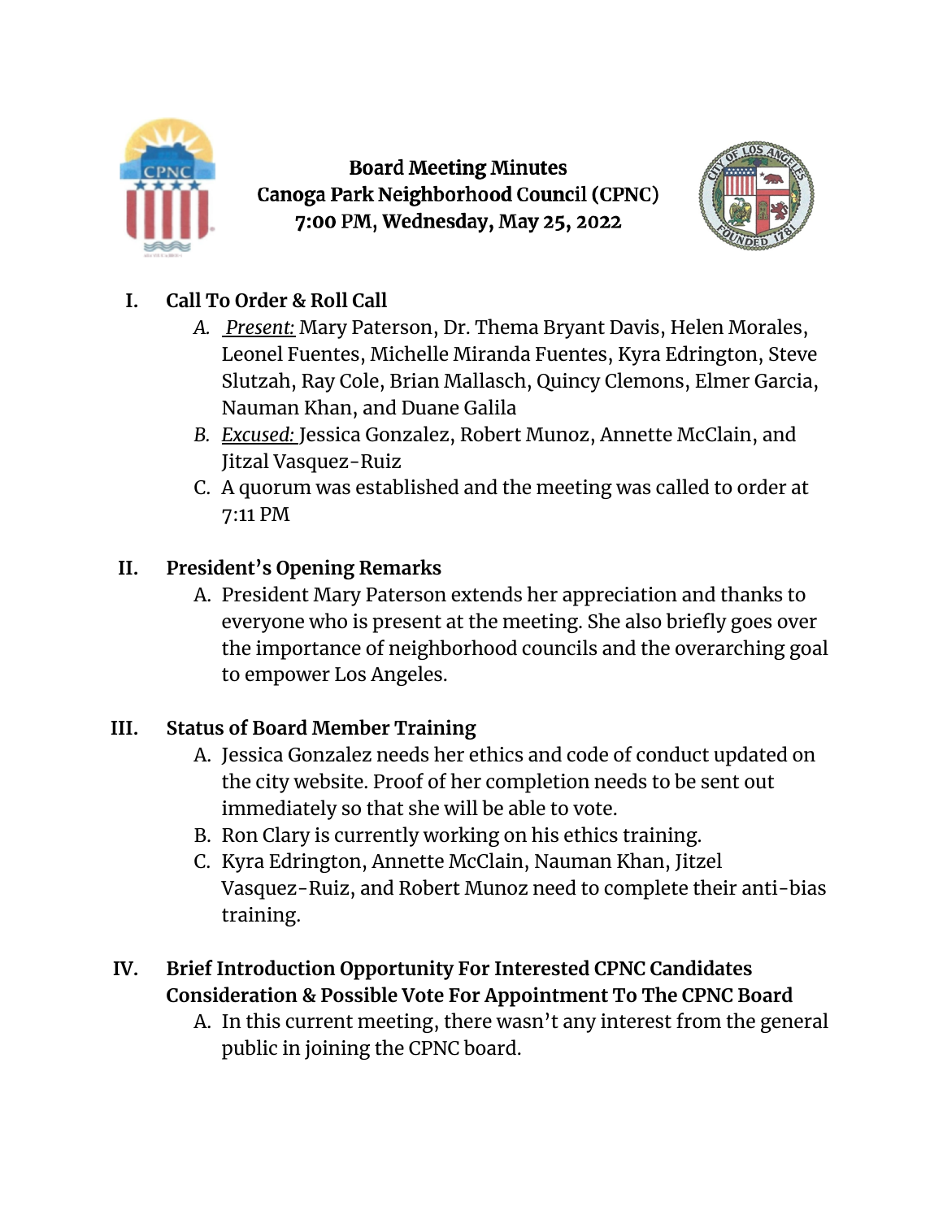**Board Meeting Minutes**
**Canoga Park Neighborhood Council (CPNC)**
**7:00 PM, Wednesday, May 25, 2022**

## I. Call To Order & Roll Call

A. *Present:* Mary Paterson, Dr. Thema Bryant Davis, Helen Morales, Leonel Fuentes, Michelle Miranda Fuentes, Kyra Edrington, Steve Slutzah, Ray Cole, Brian Mallasch, Quincy Clemons, Elmer Garcia, Nauman Khan, and Duane Galila

B. *Excused:* Jessica Gonzalez, Robert Munoz, Annette McClain, and Jitzal Vasquez-Ruiz

C. A quorum was established and the meeting was called to order at 7:11 PM

## II. President's Opening Remarks

A. President Mary Paterson extends her appreciation and thanks to everyone who is present at the meeting. She also briefly goes over the importance of neighborhood councils and the overarching goal to empower Los Angeles.

## III. Status of Board Member Training

A. Jessica Gonzalez needs her ethics and code of conduct updated on the city website. Proof of her completion needs to be sent out immediately so that she will be able to vote.

B. Ron Clary is currently working on his ethics training.

C. Kyra Edrington, Annette McClain, Nauman Khan, Jitzel Vasquez-Ruiz, and Robert Munoz need to complete their anti-bias training.

## IV. Brief Introduction Opportunity For Interested CPNC Candidates Consideration & Possible Vote For Appointment To The CPNC Board

A. In this current meeting, there wasn't any interest from the general public in joining the CPNC board.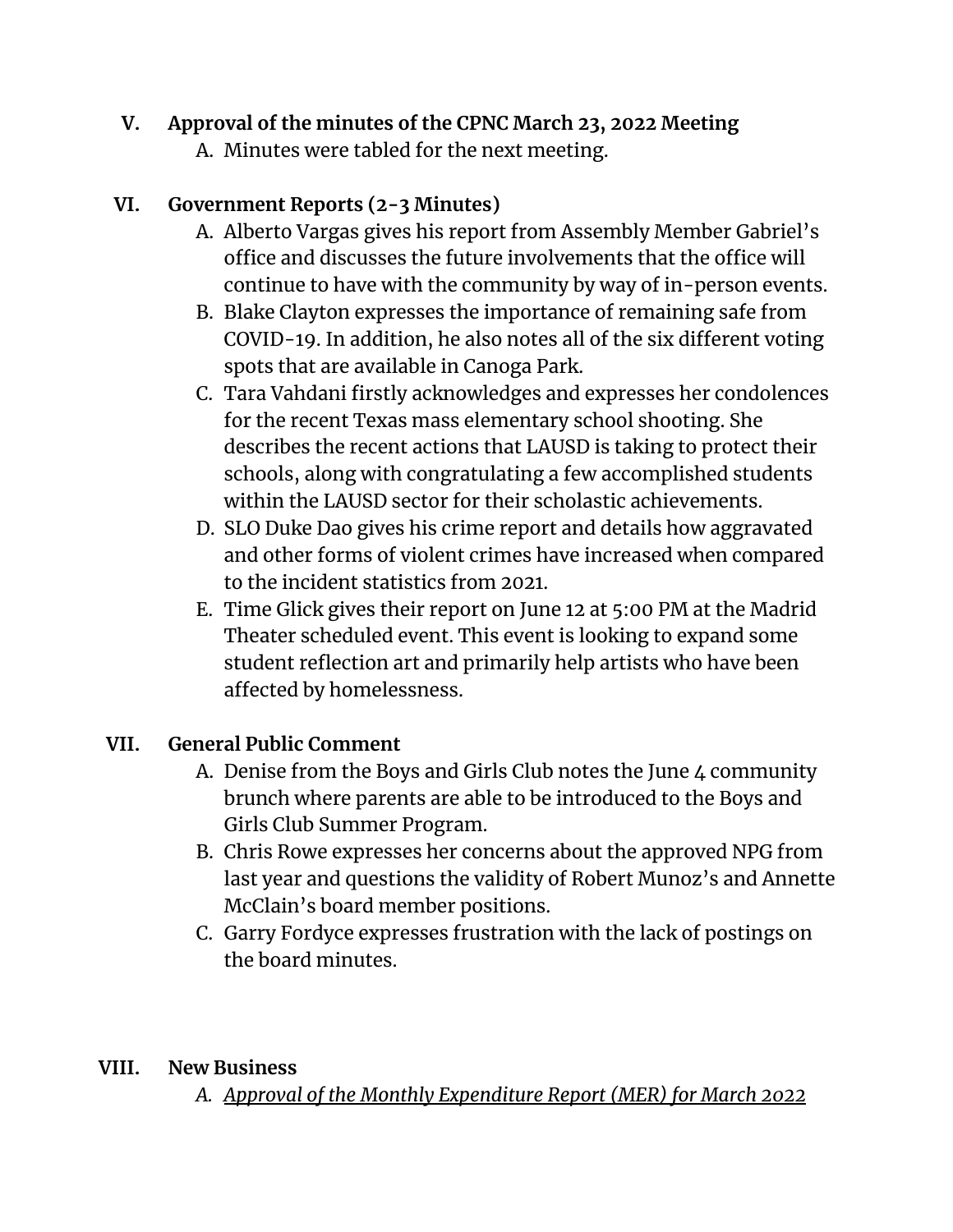**V. Approval of the minutes of the CPNC March 23, 2022 Meeting**

A. Minutes were tabled for the next meeting.

**VI. Government Reports (2-3 Minutes)**

A. Alberto Vargas gives his report from Assembly Member Gabriel's office and discusses the future involvements that the office will continue to have with the community by way of in-person events.

B. Blake Clayton expresses the importance of remaining safe from COVID-19. In addition, he also notes all of the six different voting spots that are available in Canoga Park.

C. Tara Vahdani firstly acknowledges and expresses her condolences for the recent Texas mass elementary school shooting. She describes the recent actions that LAUSD is taking to protect their schools, along with congratulating a few accomplished students within the LAUSD sector for their scholastic achievements.

D. SLO Duke Dao gives his crime report and details how aggravated and other forms of violent crimes have increased when compared to the incident statistics from 2021.

E. Time Glick gives their report on June 12 at 5:00 PM at the Madrid Theater scheduled event. This event is looking to expand some student reflection art and primarily help artists who have been affected by homelessness.

**VII. General Public Comment**

A. Denise from the Boys and Girls Club notes the June 4 community brunch where parents are able to be introduced to the Boys and Girls Club Summer Program.

B. Chris Rowe expresses her concerns about the approved NPG from last year and questions the validity of Robert Munoz's and Annette McClain's board member positions.

C. Garry Fordyce expresses frustration with the lack of postings on the board minutes.

**VIII. New Business**

A. *Approval of the Monthly Expenditure Report (MER) for March 2022*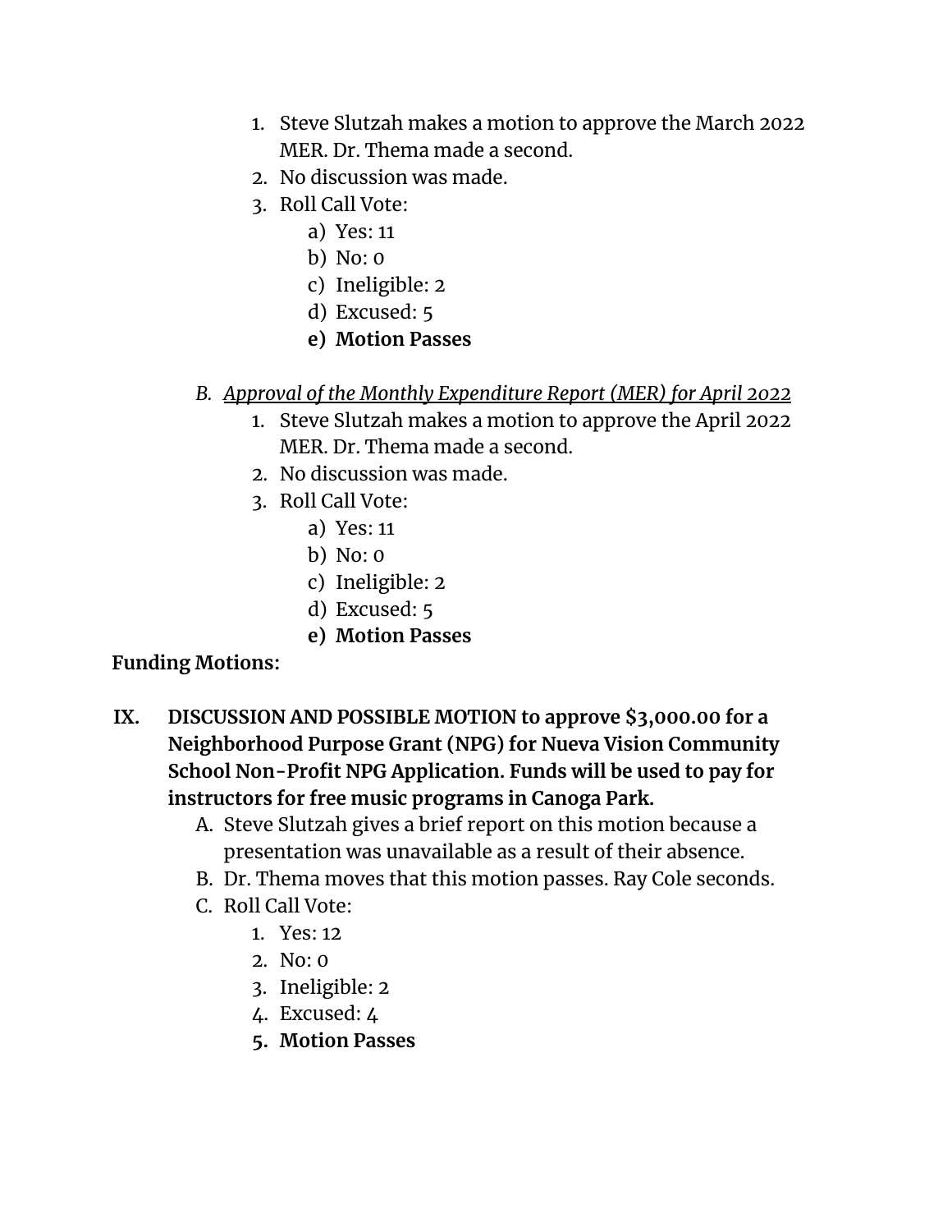1. Steve Slutzah makes a motion to approve the March 2022 MER. Dr. Thema made a second.
2. No discussion was made.
3. Roll Call Vote:
    a) Yes: 11
    b) No: 0
    c) Ineligible: 2
    d) Excused: 5
    e) **Motion Passes**

B. *Approval of the Monthly Expenditure Report (MER) for April 2022*

1. Steve Slutzah makes a motion to approve the April 2022 MER. Dr. Thema made a second.
2. No discussion was made.
3. Roll Call Vote:
    a) Yes: 11
    b) No: 0
    c) Ineligible: 2
    d) Excused: 5
    e) **Motion Passes**

**Funding Motions:**

**IX. DISCUSSION AND POSSIBLE MOTION to approve $3,000.00 for a Neighborhood Purpose Grant (NPG) for Nueva Vision Community School Non-Profit NPG Application. Funds will be used to pay for instructors for free music programs in Canoga Park.**

A. Steve Slutzah gives a brief report on this motion because a presentation was unavailable as a result of their absence.

B. Dr. Thema moves that this motion passes. Ray Cole seconds.

C. Roll Call Vote:
1. Yes: 12
2. No: 0
3. Ineligible: 2
4. Excused: 4
5. **Motion Passes**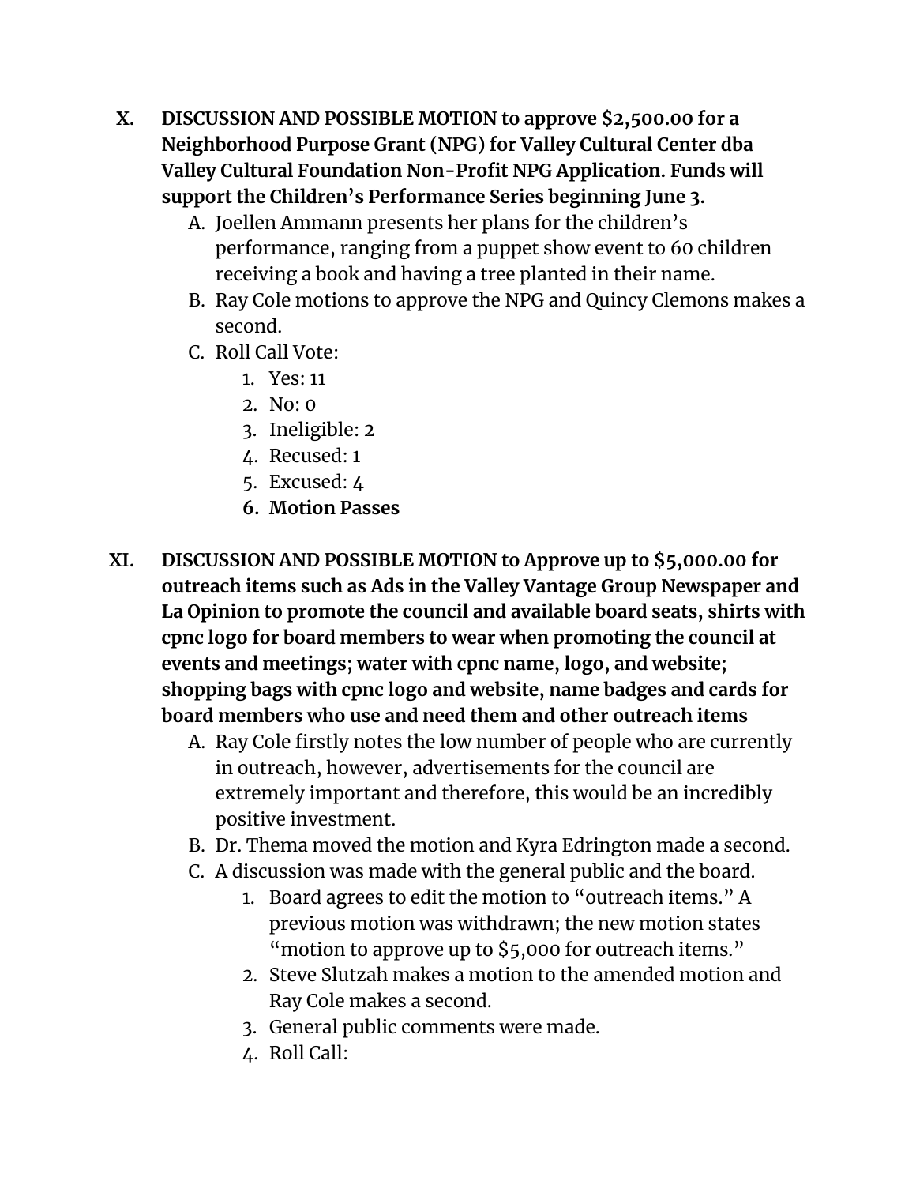X. **DISCUSSION AND POSSIBLE MOTION to approve $2,500.00 for a Neighborhood Purpose Grant (NPG) for Valley Cultural Center dba Valley Cultural Foundation Non-Profit NPG Application. Funds will support the Children's Performance Series beginning June 3.**
   - A. Joellen Ammann presents her plans for the children's performance, ranging from a puppet show event to 60 children receiving a book and having a tree planted in their name.
   - B. Ray Cole motions to approve the NPG and Quincy Clemons makes a second.
   - C. Roll Call Vote:
     1. Yes: 11
     2. No: 0
     3. Ineligible: 2
     4. Recused: 1
     5. Excused: 4
     6. **Motion Passes**

XI. **DISCUSSION AND POSSIBLE MOTION to Approve up to $5,000.00 for outreach items such as Ads in the Valley Vantage Group Newspaper and La Opinion to promote the council and available board seats, shirts with cpnc logo for board members to wear when promoting the council at events and meetings; water with cpnc name, logo, and website; shopping bags with cpnc logo and website, name badges and cards for board members who use and need them and other outreach items**
   - A. Ray Cole firstly notes the low number of people who are currently in outreach, however, advertisements for the council are extremely important and therefore, this would be an incredibly positive investment.
   - B. Dr. Thema moved the motion and Kyra Edrington made a second.
   - C. A discussion was made with the general public and the board.
     1. Board agrees to edit the motion to "outreach items." A previous motion was withdrawn; the new motion states "motion to approve up to $5,000 for outreach items."
     2. Steve Slutzah makes a motion to the amended motion and Ray Cole makes a second.
     3. General public comments were made.
     4. Roll Call: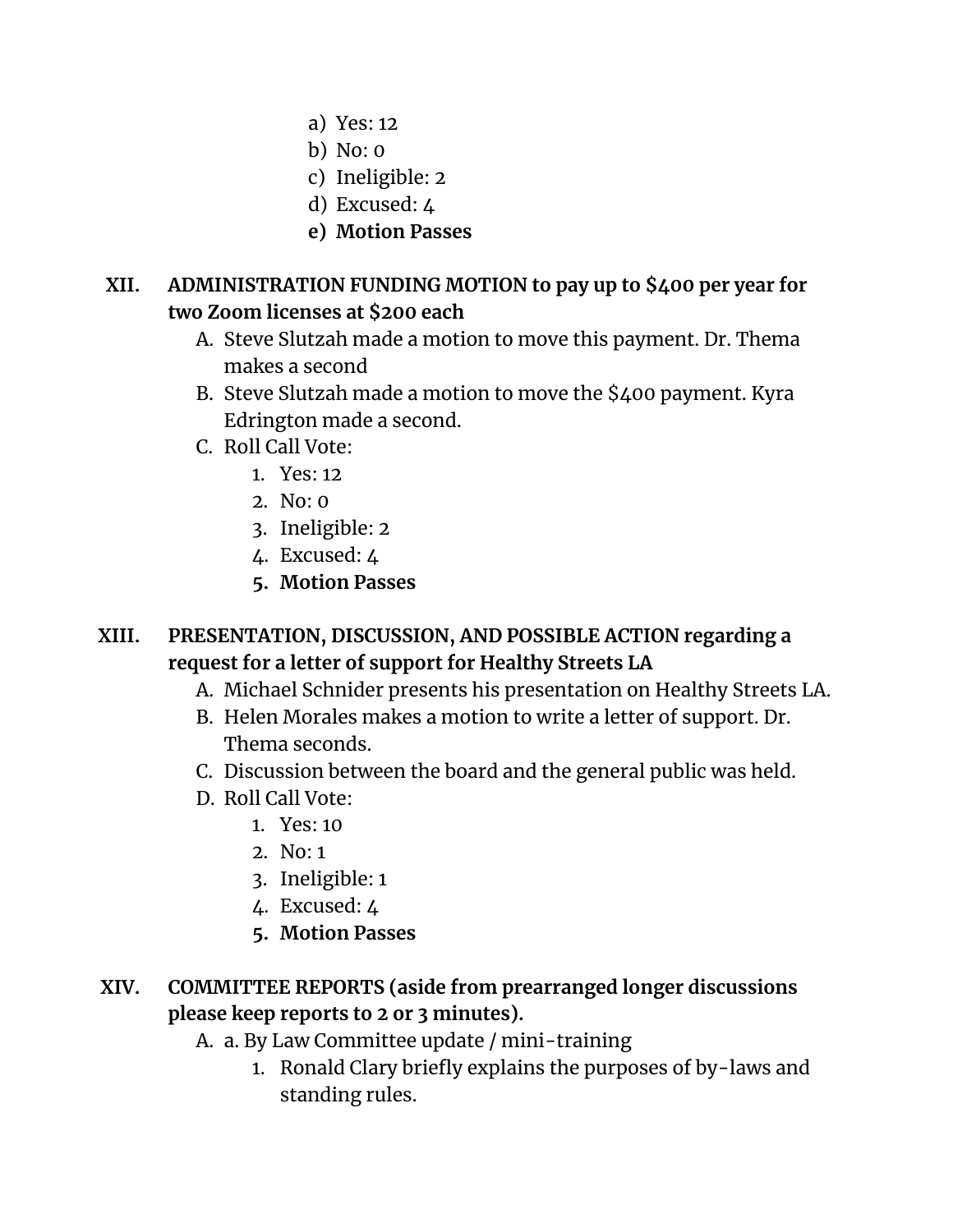a) Yes: 12
b) No: 0
c) Ineligible: 2
d) Excused: 4
e) **Motion Passes**

**XII. ADMINISTRATION FUNDING MOTION to pay up to $400 per year for two Zoom licenses at $200 each**

A. Steve Slutzah made a motion to move this payment. Dr. Thema makes a second
B. Steve Slutzah made a motion to move the $400 payment. Kyra Edrington made a second.
C. Roll Call Vote:
   1. Yes: 12
   2. No: 0
   3. Ineligible: 2
   4. Excused: 4
   5. **Motion Passes**

**XIII. PRESENTATION, DISCUSSION, AND POSSIBLE ACTION regarding a request for a letter of support for Healthy Streets LA**

A. Michael Schnider presents his presentation on Healthy Streets LA.
B. Helen Morales makes a motion to write a letter of support. Dr. Thema seconds.
C. Discussion between the board and the general public was held.
D. Roll Call Vote:
   1. Yes: 10
   2. No: 1
   3. Ineligible: 1
   4. Excused: 4
   5. **Motion Passes**

**XIV. COMMITTEE REPORTS (aside from prearranged longer discussions please keep reports to 2 or 3 minutes).**

A. a. By Law Committee update / mini-training
   1. Ronald Clary briefly explains the purposes of by-laws and standing rules.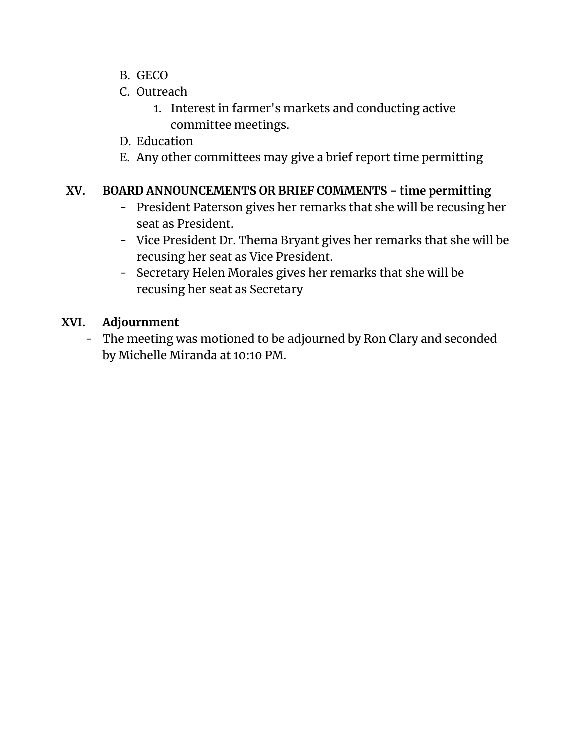B. GECO
C. Outreach
    1. Interest in farmer's markets and conducting active committee meetings.
D. Education
E. Any other committees may give a brief report time permitting

**XV. BOARD ANNOUNCEMENTS OR BRIEF COMMENTS - time permitting**

- President Paterson gives her remarks that she will be recusing her seat as President.
- Vice President Dr. Thema Bryant gives her remarks that she will be recusing her seat as Vice President.
- Secretary Helen Morales gives her remarks that she will be recusing her seat as Secretary

**XVI. Adjournment**

- The meeting was motioned to be adjourned by Ron Clary and seconded by Michelle Miranda at 10:10 PM.